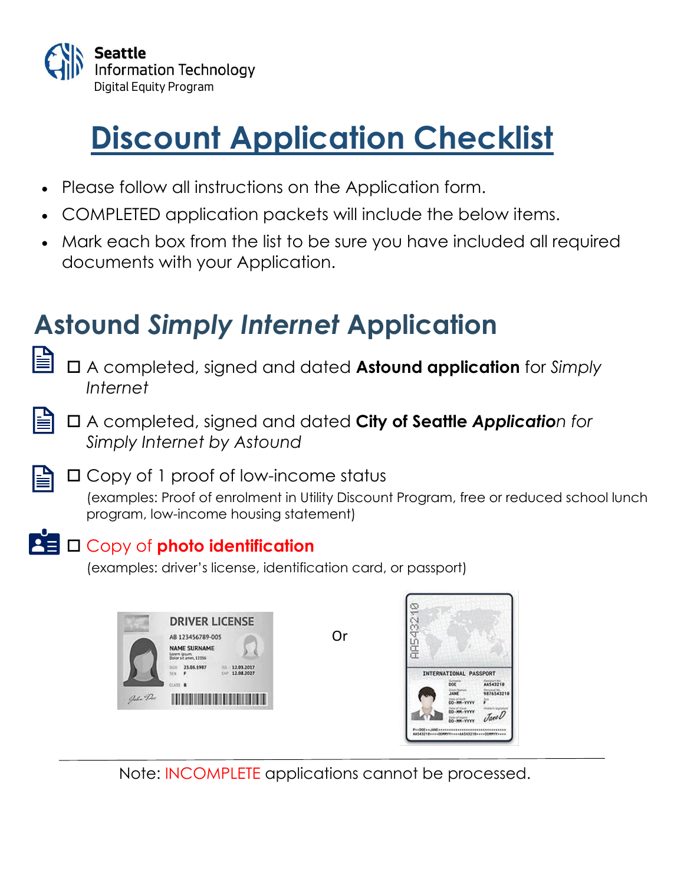Seattle
Information Technology
Digital Equity Program

# Discount Application Checklist

- Please follow all instructions on the Application form.
- COMPLETED application packets will include the below items.
- Mark each box from the list to be sure you have included all required documents with your Application.

## Astound *Simply Internet* Application

☐ A completed, signed and dated **Astound application** for *Simply Internet*

☐ A completed, signed and dated **City of Seattle *Application*** *for Simply Internet by Astound*

☐ Copy of 1 proof of low-income status
(examples: Proof of enrolment in Utility Discount Program, free or reduced school lunch program, low-income housing statement)

☐ Copy of **photo identification**
(examples: driver's license, identification card, or passport)

Or

Note: INCOMPLETE applications cannot be processed.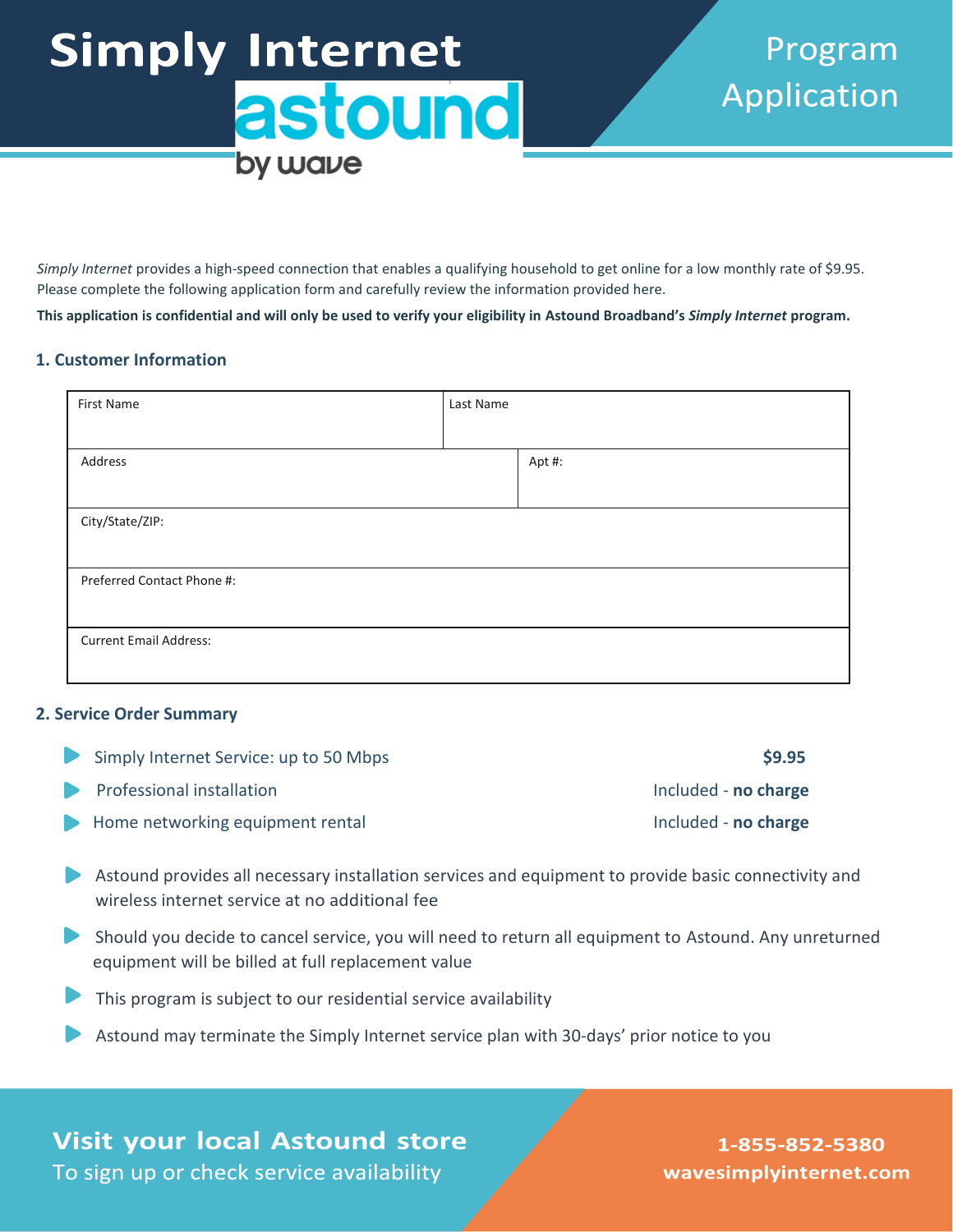# Simply Internet

**astound** by wave

## Program Application

*Simply Internet* provides a high-speed connection that enables a qualifying household to get online for a low monthly rate of $9.95. Please complete the following application form and carefully review the information provided here.

**This application is confidential and will only be used to verify your eligibility in Astound Broadband's *Simply Internet* program.**

### 1. Customer Information

| First Name | Last Name |
|---|---|
| Address | Apt #: |
| City/State/ZIP: | |
| Preferred Contact Phone #: | |
| Current Email Address: | |

### 2. Service Order Summary

| | |
|---|---|
| Simply Internet Service: up to 50 Mbps | **$9.95** |
| Professional installation | Included - **no charge** |
| Home networking equipment rental | Included - **no charge** |

- Astound provides all necessary installation services and equipment to provide basic connectivity and wireless internet service at no additional fee
- Should you decide to cancel service, you will need to return all equipment to Astound. Any unreturned equipment will be billed at full replacement value
- This program is subject to our residential service availability
- Astound may terminate the Simply Internet service plan with 30-days' prior notice to you

**Visit your local Astound store**
To sign up or check service availability

**1-855-852-5380**
**wavesimplyinternet.com**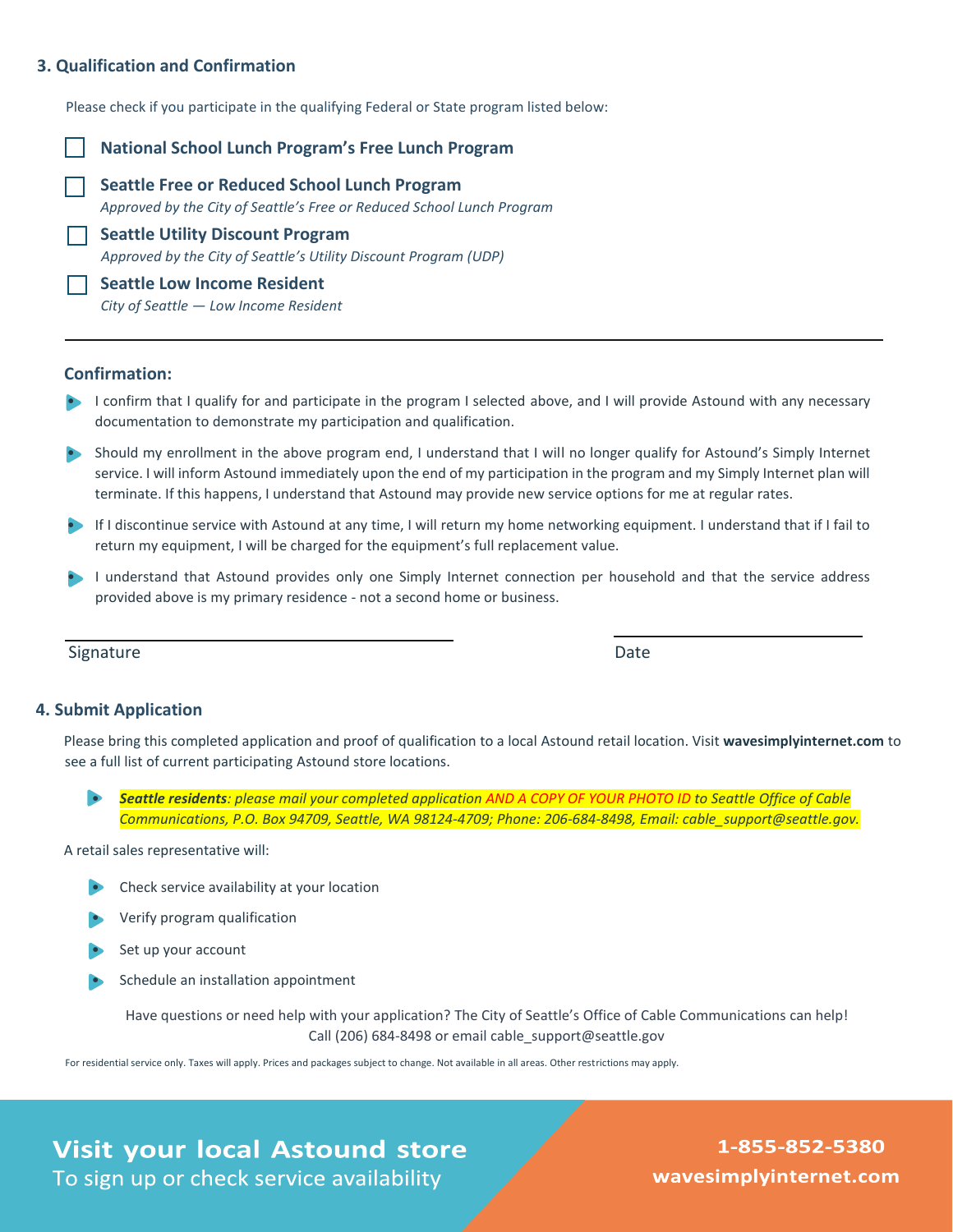## 3. Qualification and Confirmation

Please check if you participate in the qualifying Federal or State program listed below:

- ☐ **National School Lunch Program's Free Lunch Program**
- ☐ **Seattle Free or Reduced School Lunch Program**
  *Approved by the City of Seattle's Free or Reduced School Lunch Program*
- ☐ **Seattle Utility Discount Program**
  *Approved by the City of Seattle's Utility Discount Program (UDP)*
- ☐ **Seattle Low Income Resident**
  *City of Seattle — Low Income Resident*

---

### Confirmation:

- I confirm that I qualify for and participate in the program I selected above, and I will provide Astound with any necessary documentation to demonstrate my participation and qualification.
- Should my enrollment in the above program end, I understand that I will no longer qualify for Astound's Simply Internet service. I will inform Astound immediately upon the end of my participation in the program and my Simply Internet plan will terminate. If this happens, I understand that Astound may provide new service options for me at regular rates.
- If I discontinue service with Astound at any time, I will return my home networking equipment. I understand that if I fail to return my equipment, I will be charged for the equipment's full replacement value.
- I understand that Astound provides only one Simply Internet connection per household and that the service address provided above is my primary residence - not a second home or business.

Signature ______________________________ Date ____________________

## 4. Submit Application

Please bring this completed application and proof of qualification to a local Astound retail location. Visit **wavesimplyinternet.com** to see a full list of current participating Astound store locations.

- ***Seattle residents****: please mail your completed application AND A COPY OF YOUR PHOTO ID to Seattle Office of Cable Communications, P.O. Box 94709, Seattle, WA 98124-4709; Phone: 206-684-8498, Email: cable_support@seattle.gov.*

A retail sales representative will:

- Check service availability at your location
- Verify program qualification
- Set up your account
- Schedule an installation appointment

Have questions or need help with your application? The City of Seattle's Office of Cable Communications can help! Call (206) 684-8498 or email cable_support@seattle.gov

For residential service only. Taxes will apply. Prices and packages subject to change. Not available in all areas. Other restrictions may apply.

**Visit your local Astound store**
To sign up or check service availability

**1-855-852-5380**
**wavesimplyinternet.com**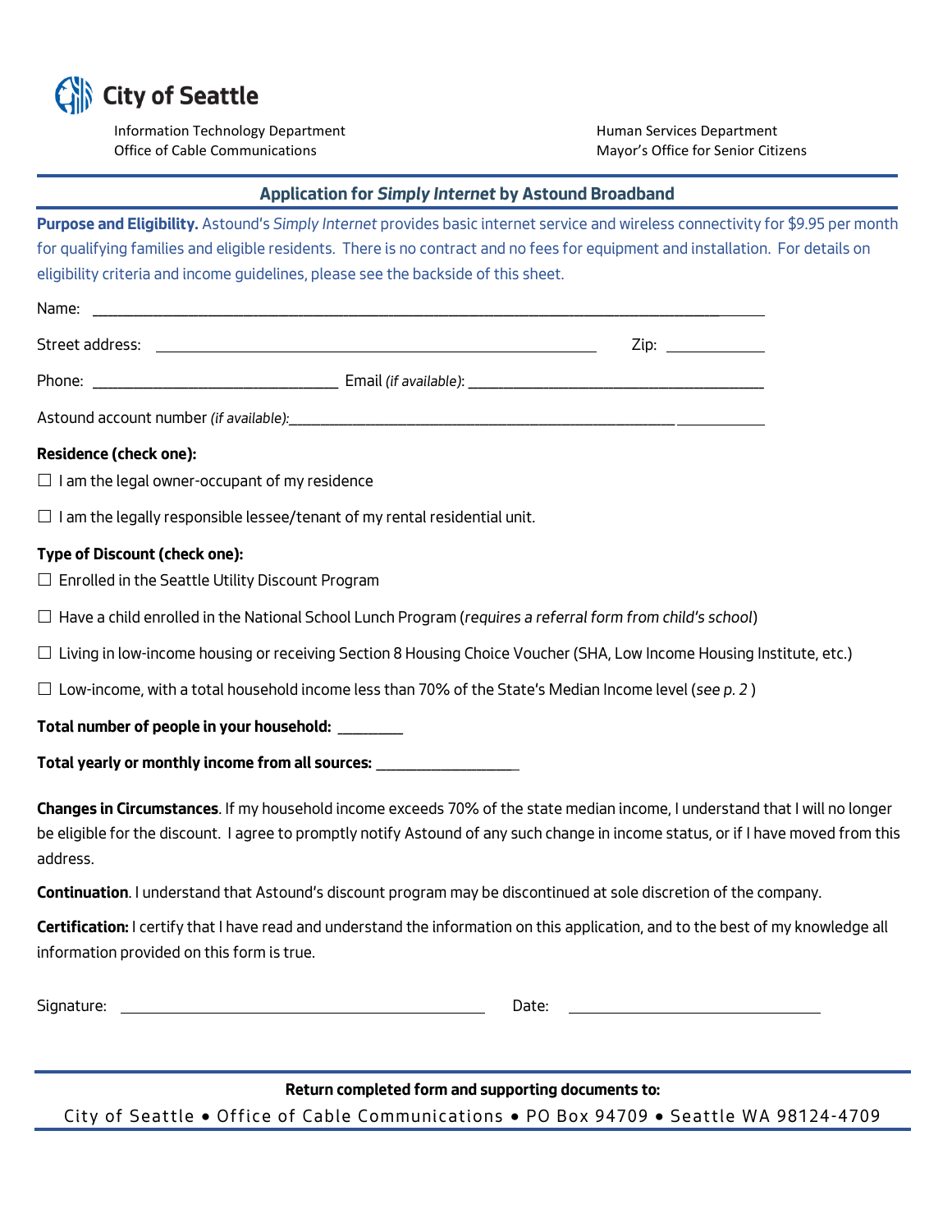# City of Seattle

Information Technology Department
Office of Cable Communications

Human Services Department
Mayor's Office for Senior Citizens

## Application for *Simply Internet* by Astound Broadband

**Purpose and Eligibility.** Astound's *Simply Internet* provides basic internet service and wireless connectivity for $9.95 per month for qualifying families and eligible residents. There is no contract and no fees for equipment and installation. For details on eligibility criteria and income guidelines, please see the backside of this sheet.

Name: ______________________________________________________________________________

Street address: ______________________________________________ Zip: __________

Phone: ___________________________ Email *(if available)*: _________________________________

Astound account number *(if available)*: ____________________________________________________

**Residence (check one):**

☐ I am the legal owner-occupant of my residence

☐ I am the legally responsible lessee/tenant of my rental residential unit.

**Type of Discount (check one):**

☐ Enrolled in the Seattle Utility Discount Program

☐ Have a child enrolled in the National School Lunch Program (*requires a referral form from child's school*)

☐ Living in low-income housing or receiving Section 8 Housing Choice Voucher (SHA, Low Income Housing Institute, etc.)

☐ Low-income, with a total household income less than 70% of the State's Median Income level (*see p. 2* )

**Total number of people in your household:** ________

**Total yearly or monthly income from all sources:** __________________

**Changes in Circumstances**. If my household income exceeds 70% of the state median income, I understand that I will no longer be eligible for the discount. I agree to promptly notify Astound of any such change in income status, or if I have moved from this address.

**Continuation**. I understand that Astound's discount program may be discontinued at sole discretion of the company.

**Certification:** I certify that I have read and understand the information on this application, and to the best of my knowledge all information provided on this form is true.

Signature: ________________________________ Date: _______________________

**Return completed form and supporting documents to:**

City of Seattle • Office of Cable Communications • PO Box 94709 • Seattle WA 98124-4709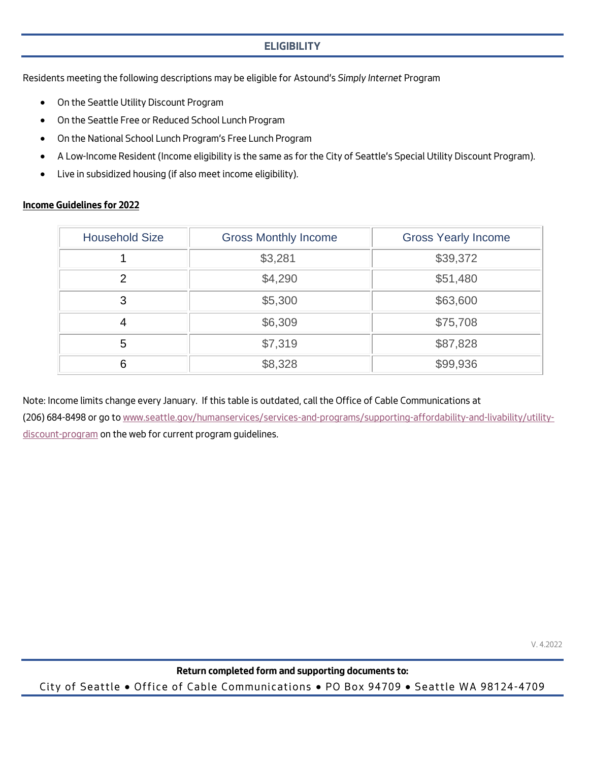## ELIGIBILITY

Residents meeting the following descriptions may be eligible for Astound's *Simply Internet* Program

- On the Seattle Utility Discount Program
- On the Seattle Free or Reduced School Lunch Program
- On the National School Lunch Program's Free Lunch Program
- A Low-Income Resident (Income eligibility is the same as for the City of Seattle's Special Utility Discount Program).
- Live in subsidized housing (if also meet income eligibility).

**Income Guidelines for 2022**

| Household Size | Gross Monthly Income | Gross Yearly Income |
|---|---|---|
| 1 | $3,281 | $39,372 |
| 2 | $4,290 | $51,480 |
| 3 | $5,300 | $63,600 |
| 4 | $6,309 | $75,708 |
| 5 | $7,319 | $87,828 |
| 6 | $8,328 | $99,936 |

Note: Income limits change every January. If this table is outdated, call the Office of Cable Communications at (206) 684-8498 or go to www.seattle.gov/humanservices/services-and-programs/supporting-affordability-and-livability/utility-discount-program on the web for current program guidelines.

V. 4.2022

**Return completed form and supporting documents to:**

City of Seattle • Office of Cable Communications • PO Box 94709 • Seattle WA 98124-4709